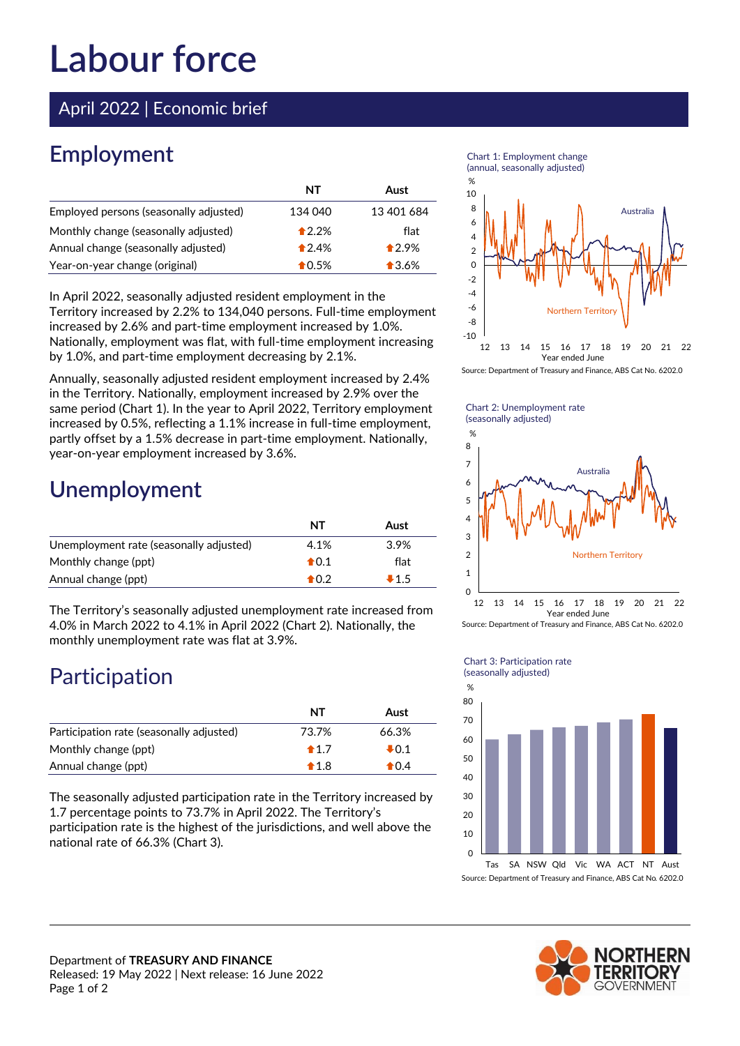# Labour force

April 2022 | Economic brief

## Employment

| | NT | Aust |
|---|---|---|
| Employed persons (seasonally adjusted) | 134 040 | 13 401 684 |
| Monthly change (seasonally adjusted) | ⬆2.2% | flat |
| Annual change (seasonally adjusted) | ⬆2.4% | ⬆2.9% |
| Year-on-year change (original) | ⬆0.5% | ⬆3.6% |

In April 2022, seasonally adjusted resident employment in the Territory increased by 2.2% to 134,040 persons. Full-time employment increased by 2.6% and part-time employment increased by 1.0%. Nationally, employment was flat, with full-time employment increasing by 1.0%, and part-time employment decreasing by 2.1%.

Annually, seasonally adjusted resident employment increased by 2.4% in the Territory. Nationally, employment increased by 2.9% over the same period (Chart 1). In the year to April 2022, Territory employment increased by 0.5%, reflecting a 1.1% increase in full-time employment, partly offset by a 1.5% decrease in part-time employment. Nationally, year-on-year employment increased by 3.6%.

Chart 1: Employment change (annual, seasonally adjusted)

Source: Department of Treasury and Finance, ABS Cat No. 6202.0

## Unemployment

| | NT | Aust |
|---|---|---|
| Unemployment rate (seasonally adjusted) | 4.1% | 3.9% |
| Monthly change (ppt) | ⬆0.1 | flat |
| Annual change (ppt) | ⬆0.2 | ⬇1.5 |

The Territory's seasonally adjusted unemployment rate increased from 4.0% in March 2022 to 4.1% in April 2022 (Chart 2). Nationally, the monthly unemployment rate was flat at 3.9%.

Chart 2: Unemployment rate (seasonally adjusted)

Source: Department of Treasury and Finance, ABS Cat No. 6202.0

## Participation

| | NT | Aust |
|---|---|---|
| Participation rate (seasonally adjusted) | 73.7% | 66.3% |
| Monthly change (ppt) | ⬆1.7 | ⬇0.1 |
| Annual change (ppt) | ⬆1.8 | ⬆0.4 |

The seasonally adjusted participation rate in the Territory increased by 1.7 percentage points to 73.7% in April 2022. The Territory's participation rate is the highest of the jurisdictions, and well above the national rate of 66.3% (Chart 3).

Chart 3: Participation rate (seasonally adjusted)

Source: Department of Treasury and Finance, ABS Cat No. 6202.0

Department of **TREASURY AND FINANCE**
Released: 19 May 2022 | Next release: 16 June 2022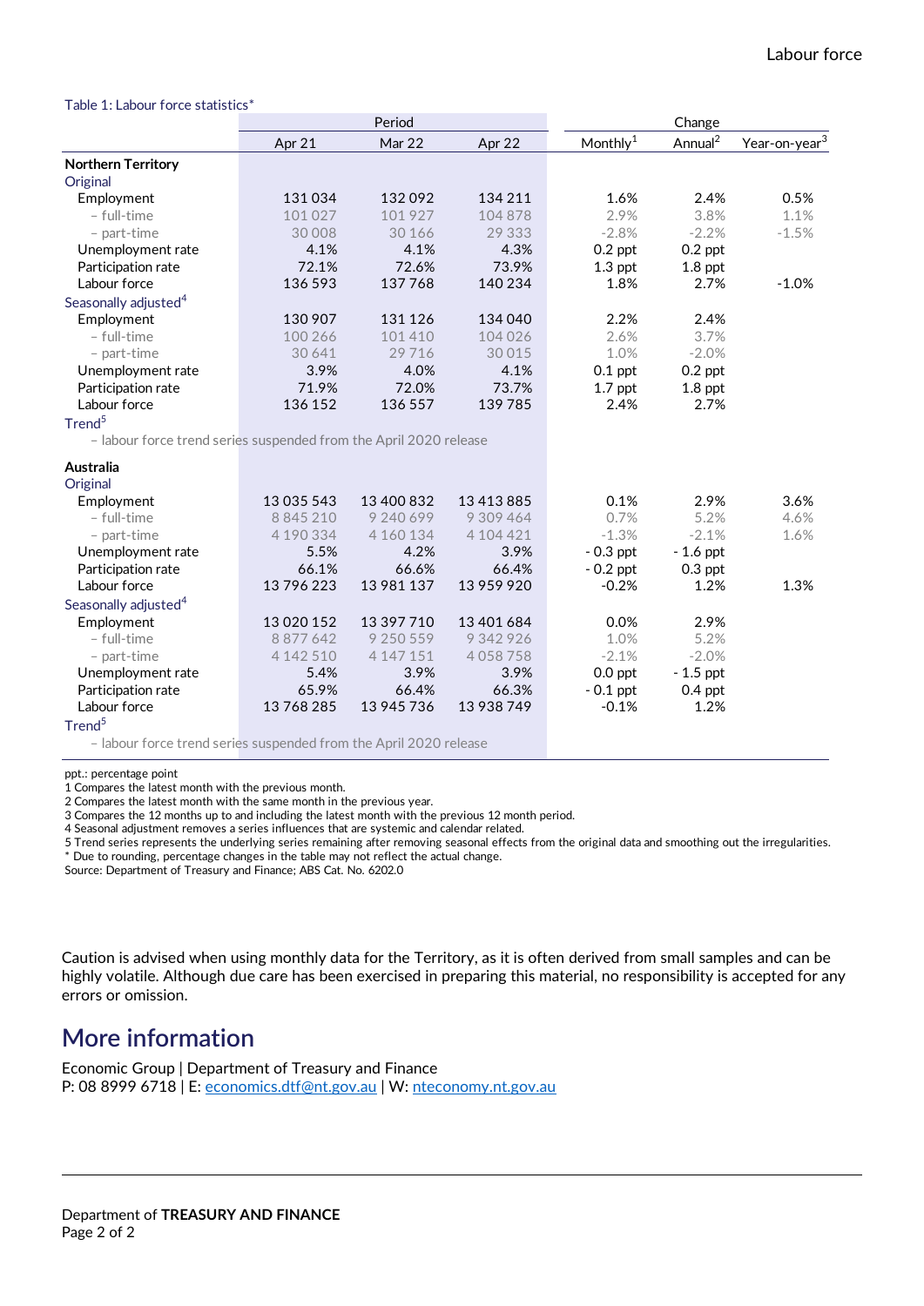Table 1: Labour force statistics*

| | Period | | | Change | | |
|---|---|---|---|---|---|---|
| | Apr 21 | Mar 22 | Apr 22 | Monthly[1] | Annual[2] | Year-on-year[3] |
| **Northern Territory** | | | | | | |
| Original | | | | | | |
| Employment | 131 034 | 132 092 | 134 211 | 1.6% | 2.4% | 0.5% |
| – full-time | 101 027 | 101 927 | 104 878 | 2.9% | 3.8% | 1.1% |
| – part-time | 30 008 | 30 166 | 29 333 | -2.8% | -2.2% | -1.5% |
| Unemployment rate | 4.1% | 4.1% | 4.3% | 0.2 ppt | 0.2 ppt | |
| Participation rate | 72.1% | 72.6% | 73.9% | 1.3 ppt | 1.8 ppt | |
| Labour force | 136 593 | 137 768 | 140 234 | 1.8% | 2.7% | -1.0% |
| Seasonally adjusted[4] | | | | | | |
| Employment | 130 907 | 131 126 | 134 040 | 2.2% | 2.4% | |
| – full-time | 100 266 | 101 410 | 104 026 | 2.6% | 3.7% | |
| – part-time | 30 641 | 29 716 | 30 015 | 1.0% | -2.0% | |
| Unemployment rate | 3.9% | 4.0% | 4.1% | 0.1 ppt | 0.2 ppt | |
| Participation rate | 71.9% | 72.0% | 73.7% | 1.7 ppt | 1.8 ppt | |
| Labour force | 136 152 | 136 557 | 139 785 | 2.4% | 2.7% | |
| Trend[5] | | | | | | |
| – labour force trend series suspended from the April 2020 release | | | | | | |
| **Australia** | | | | | | |
| Original | | | | | | |
| Employment | 13 035 543 | 13 400 832 | 13 413 885 | 0.1% | 2.9% | 3.6% |
| – full-time | 8 845 210 | 9 240 699 | 9 309 464 | 0.7% | 5.2% | 4.6% |
| – part-time | 4 190 334 | 4 160 134 | 4 104 421 | -1.3% | -2.1% | 1.6% |
| Unemployment rate | 5.5% | 4.2% | 3.9% | - 0.3 ppt | - 1.6 ppt | |
| Participation rate | 66.1% | 66.6% | 66.4% | - 0.2 ppt | 0.3 ppt | |
| Labour force | 13 796 223 | 13 981 137 | 13 959 920 | -0.2% | 1.2% | 1.3% |
| Seasonally adjusted[4] | | | | | | |
| Employment | 13 020 152 | 13 397 710 | 13 401 684 | 0.0% | 2.9% | |
| – full-time | 8 877 642 | 9 250 559 | 9 342 926 | 1.0% | 5.2% | |
| – part-time | 4 142 510 | 4 147 151 | 4 058 758 | -2.1% | -2.0% | |
| Unemployment rate | 5.4% | 3.9% | 3.9% | 0.0 ppt | - 1.5 ppt | |
| Participation rate | 65.9% | 66.4% | 66.3% | - 0.1 ppt | 0.4 ppt | |
| Labour force | 13 768 285 | 13 945 736 | 13 938 749 | -0.1% | 1.2% | |
| Trend[5] | | | | | | |
| – labour force trend series suspended from the April 2020 release | | | | | | |

ppt.: percentage point
1 Compares the latest month with the previous month.
2 Compares the latest month with the same month in the previous year.
3 Compares the 12 months up to and including the latest month with the previous 12 month period.
4 Seasonal adjustment removes a series influences that are systemic and calendar related.
5 Trend series represents the underlying series remaining after removing seasonal effects from the original data and smoothing out the irregularities.
* Due to rounding, percentage changes in the table may not reflect the actual change.
Source: Department of Treasury and Finance; ABS Cat. No. 6202.0

Caution is advised when using monthly data for the Territory, as it is often derived from small samples and can be highly volatile. Although due care has been exercised in preparing this material, no responsibility is accepted for any errors or omission.

## More information

Economic Group | Department of Treasury and Finance
P: 08 8999 6718 | E: economics.dtf@nt.gov.au | W: nteconomy.nt.gov.au